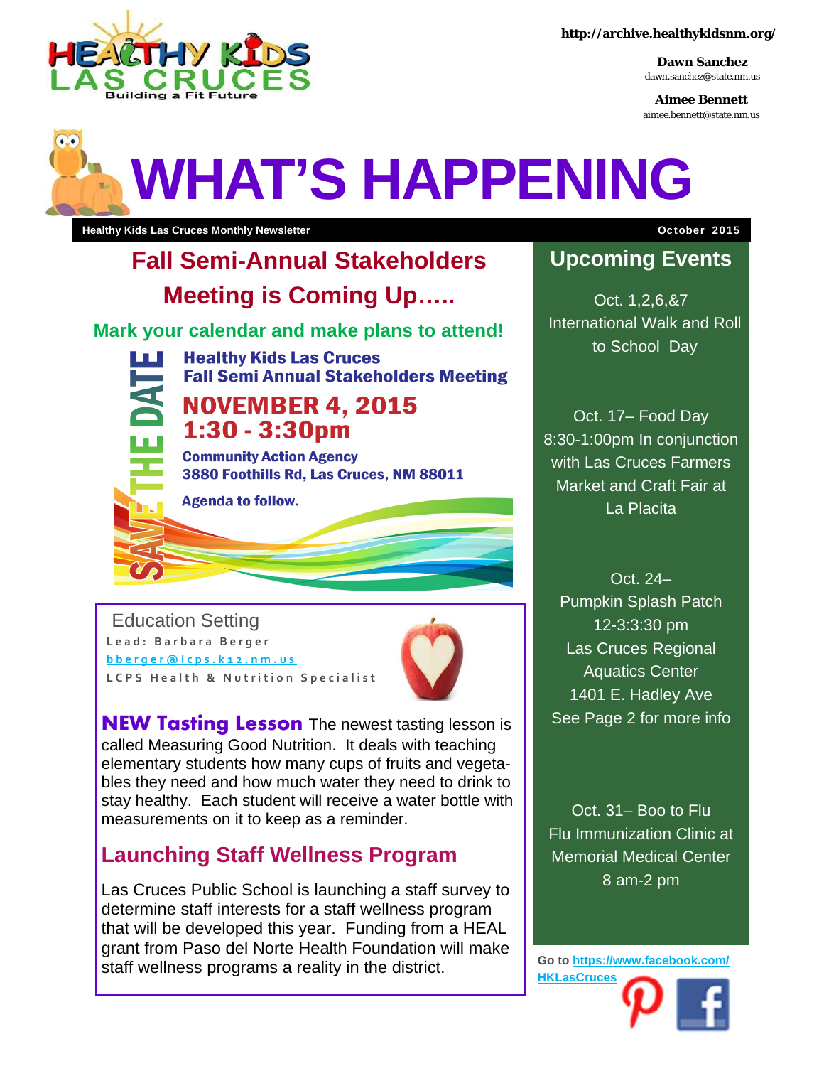HEALTHY KIDS LAS CRUCES
Building a Fit Future

http://archive.healthykidsnm.org/

**Dawn Sanchez**
dawn.sanchez@state.nm.us

**Aimee Bennett**
aimee.bennett@state.nm.us

# WHAT'S HAPPENING

**Healthy Kids Las Cruces Monthly Newsletter** — **October 2015**

## Fall Semi-Annual Stakeholders Meeting is Coming Up…..

**Mark your calendar and make plans to attend!**

SAVE THE DATE

**Healthy Kids Las Cruces**
**Fall Semi Annual Stakeholders Meeting**

**NOVEMBER 4, 2015**
**1:30 - 3:30pm**

**Community Action Agency**
**3880 Foothills Rd, Las Cruces, NM 88011**

**Agenda to follow.**

### Education Setting

Lead: Barbara Berger
bberger@lcps.k12.nm.us
LCPS Health & Nutrition Specialist

**NEW Tasting Lesson** The newest tasting lesson is called Measuring Good Nutrition. It deals with teaching elementary students how many cups of fruits and vegetables they need and how much water they need to drink to stay healthy. Each student will receive a water bottle with measurements on it to keep as a reminder.

### Launching Staff Wellness Program

Las Cruces Public School is launching a staff survey to determine staff interests for a staff wellness program that will be developed this year. Funding from a HEAL grant from Paso del Norte Health Foundation will make staff wellness programs a reality in the district.

## Upcoming Events

Oct. 1,2,6,&7
International Walk and Roll to School Day

Oct. 17– Food Day
8:30-1:00pm In conjunction with Las Cruces Farmers Market and Craft Fair at La Placita

Oct. 24–
Pumpkin Splash Patch
12-3:3:30 pm
Las Cruces Regional Aquatics Center
1401 E. Hadley Ave
See Page 2 for more info

Oct. 31– Boo to Flu
Flu Immunization Clinic at Memorial Medical Center
8 am-2 pm

**Go to https://www.facebook.com/HKLasCruces**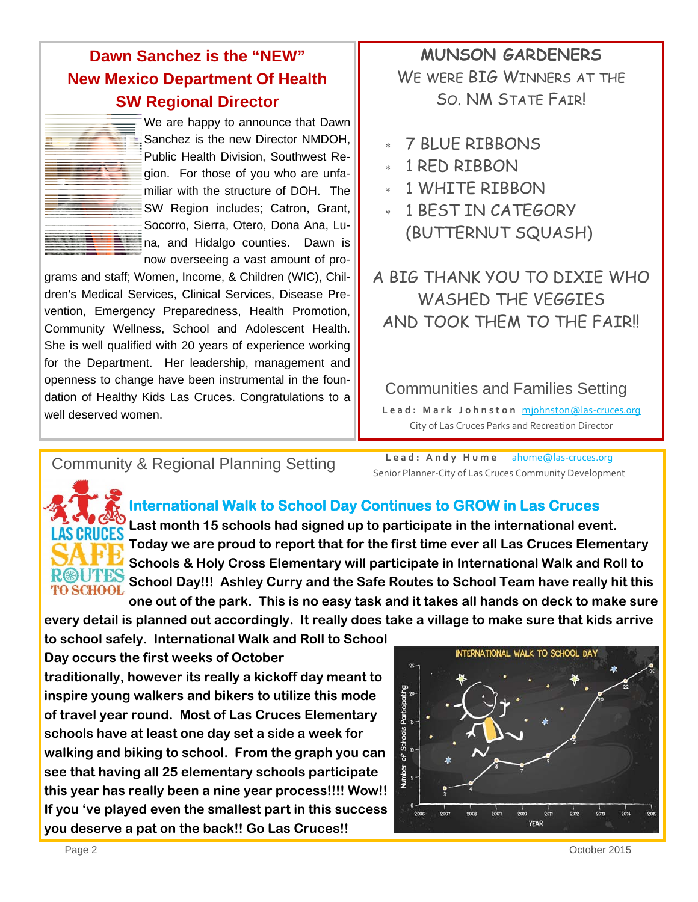## Dawn Sanchez is the "NEW" New Mexico Department Of Health SW Regional Director

We are happy to announce that Dawn Sanchez is the new Director NMDOH, Public Health Division, Southwest Region. For those of you who are unfamiliar with the structure of DOH. The SW Region includes; Catron, Grant, Socorro, Sierra, Otero, Dona Ana, Luna, and Hidalgo counties. Dawn is now overseeing a vast amount of programs and staff; Women, Income, & Children (WIC), Children's Medical Services, Clinical Services, Disease Prevention, Emergency Preparedness, Health Promotion, Community Wellness, School and Adolescent Health. She is well qualified with 20 years of experience working for the Department. Her leadership, management and openness to change have been instrumental in the foundation of Healthy Kids Las Cruces. Congratulations to a well deserved women.

## MUNSON GARDENERS

WE WERE BIG WINNERS AT THE SO. NM STATE FAIR!

- 7 BLUE RIBBONS
- 1 RED RIBBON
- 1 WHITE RIBBON
- 1 BEST IN CATEGORY (BUTTERNUT SQUASH)

A BIG THANK YOU TO DIXIE WHO WASHED THE VEGGIES AND TOOK THEM TO THE FAIR!!

### Communities and Families Setting

**Lead: Mark Johnston** mjohnston@las-cruces.org
City of Las Cruces Parks and Recreation Director

### Community & Regional Planning Setting

**Lead: Andy Hume** ahume@las-cruces.org
Senior Planner-City of Las Cruces Community Development

LAS CRUCES SAFE ROUTES TO SCHOOL

## International Walk to School Day Continues to GROW in Las Cruces

**Last month 15 schools had signed up to participate in the international event. Today we are proud to report that for the first time ever all Las Cruces Elementary Schools & Holy Cross Elementary will participate in International Walk and Roll to School Day!!! Ashley Curry and the Safe Routes to School Team have really hit this one out of the park. This is no easy task and it takes all hands on deck to make sure every detail is planned out accordingly. It really does take a village to make sure that kids arrive to school safely. International Walk and Roll to School Day occurs the first weeks of October traditionally, however its really a kickoff day meant to inspire young walkers and bikers to utilize this mode of travel year round. Most of Las Cruces Elementary schools have at least one day set a side a week for walking and biking to school. From the graph you can see that having all 25 elementary schools participate this year has really been a nine year process!!!! Wow!! If you 've played even the smallest part in this success you deserve a pat on the back!! Go Las Cruces!!**

INTERNATIONAL WALK TO SCHOOL DAY

| YEAR | Number of Schools Participating |
|---|---|
| 2007 | 3 |
| 2008 | 4 |
| 2009 | 8 |
| 2010 | 7 |
| 2011 | 9 |
| 2012 | 12 |
| 2013 | 20 |
| 2014 | 22 |
| 2015 | 25 |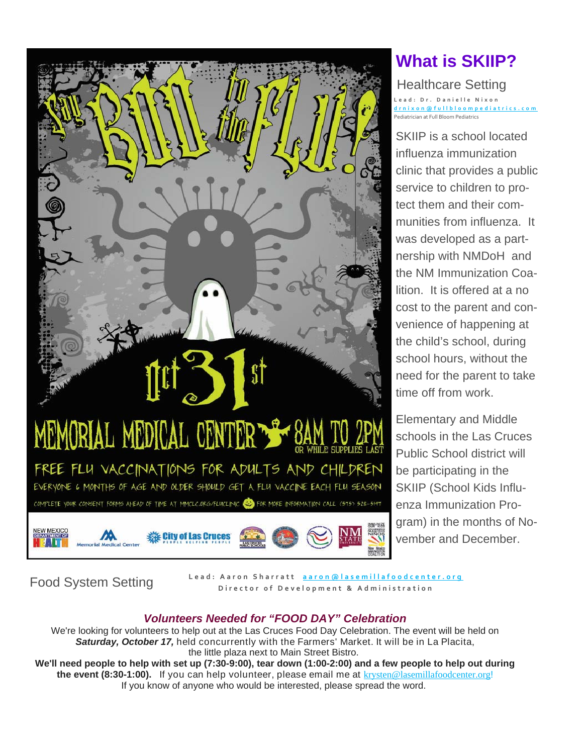Say BOO to the FLU!

Oct 31st

MEMORIAL MEDICAL CENTER 8AM TO 2PM OR WHILE SUPPLIES LAST

FREE FLU VACCINATIONS FOR ADULTS AND CHILDREN

EVERYONE 6 MONTHS OF AGE AND OLDER SHOULD GET A FLU VACCINE EACH FLU SEASON

COMPLETE YOUR CONSENT FORMS AHEAD OF TIME AT MMCLC.ORG/FLUCLINIC FOR MORE INFORMATION CALL (575) 528-5197

NEW MEXICO DEPARTMENT OF HEALTH · Memorial Medical Center · City of Las Cruces PEOPLE HELPING PEOPLE · LAS CRUCES PUBLIC SCHOOLS · NM STATE UNIVERSITY · IMMUNIZE OUR KIDS · New Mexico Immunization Coalition

## What is SKIIP?

### Healthcare Setting

Lead: Dr. Danielle Nixon
drnixon@fullbloompediatrics.com
Pediatrician at Full Bloom Pediatrics

SKIIP is a school located influenza immunization clinic that provides a public service to children to protect them and their communities from influenza. It was developed as a partnership with NMDoH and the NM Immunization Coalition. It is offered at a no cost to the parent and convenience of happening at the child's school, during school hours, without the need for the parent to take time off from work.

Elementary and Middle schools in the Las Cruces Public School district will be participating in the SKIIP (School Kids Influenza Immunization Program) in the months of November and December.

### Food System Setting

Lead: Aaron Sharratt aaron@lasemillafoodcenter.org
Director of Development & Administration

***Volunteers Needed for "FOOD DAY" Celebration***

We're looking for volunteers to help out at the Las Cruces Food Day Celebration. The event will be held on ***Saturday, October 17,*** held concurrently with the Farmers' Market. It will be in La Placita, the little plaza next to Main Street Bistro.

**We'll need people to help with set up (7:30-9:00), tear down (1:00-2:00) and a few people to help out during the event (8:30-1:00).** If you can help volunteer, please email me at krysten@lasemillafoodcenter.org!

If you know of anyone who would be interested, please spread the word.